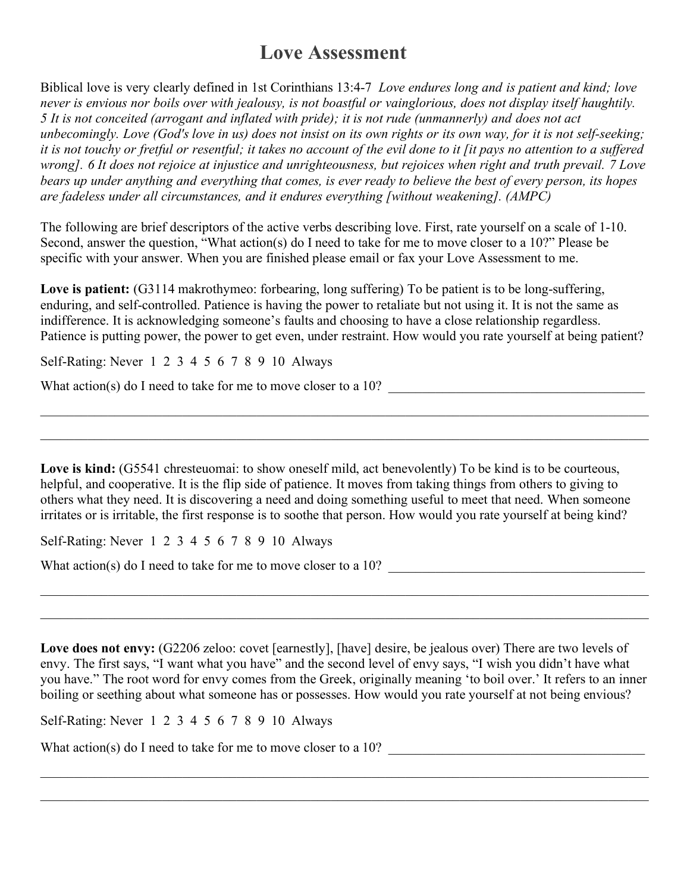# Love Assessment

Biblical love is very clearly defined in 1st Corinthians 13:4-7 *Love endures long and is patient and kind; love never is envious nor boils over with jealousy, is not boastful or vainglorious, does not display itself haughtily. 5 It is not conceited (arrogant and inflated with pride); it is not rude (unmannerly) and does not act unbecomingly. Love (God's love in us) does not insist on its own rights or its own way, for it is not self-seeking; it is not touchy or fretful or resentful; it takes no account of the evil done to it [it pays no attention to a suffered wrong]. 6 It does not rejoice at injustice and unrighteousness, but rejoices when right and truth prevail. 7 Love bears up under anything and everything that comes, is ever ready to believe the best of every person, its hopes are fadeless under all circumstances, and it endures everything [without weakening]. (AMPC)*

The following are brief descriptors of the active verbs describing love. First, rate yourself on a scale of 1-10. Second, answer the question, "What action(s) do I need to take for me to move closer to a 10?" Please be specific with your answer. When you are finished please email or fax your Love Assessment to me.

**Love is patient:** (G3114 makrothymeo: forbearing, long suffering) To be patient is to be long-suffering, enduring, and self-controlled. Patience is having the power to retaliate but not using it. It is not the same as indifference. It is acknowledging someone's faults and choosing to have a close relationship regardless. Patience is putting power, the power to get even, under restraint. How would you rate yourself at being patient?

Self-Rating: Never 1 2 3 4 5 6 7 8 9 10 Always

What action(s) do I need to take for me to move closer to a 10? ________________________________________

____________________________________________________________________________________________

____________________________________________________________________________________________

**Love is kind:** (G5541 chresteuomai: to show oneself mild, act benevolently) To be kind is to be courteous, helpful, and cooperative. It is the flip side of patience. It moves from taking things from others to giving to others what they need. It is discovering a need and doing something useful to meet that need. When someone irritates or is irritable, the first response is to soothe that person. How would you rate yourself at being kind?

Self-Rating: Never 1 2 3 4 5 6 7 8 9 10 Always

What action(s) do I need to take for me to move closer to a 10? ________________________________________

____________________________________________________________________________________________

____________________________________________________________________________________________

**Love does not envy:** (G2206 zeloo: covet [earnestly], [have] desire, be jealous over) There are two levels of envy. The first says, "I want what you have" and the second level of envy says, "I wish you didn't have what you have." The root word for envy comes from the Greek, originally meaning 'to boil over.' It refers to an inner boiling or seething about what someone has or possesses. How would you rate yourself at not being envious?

Self-Rating: Never 1 2 3 4 5 6 7 8 9 10 Always

What action(s) do I need to take for me to move closer to a 10? ________________________________________

____________________________________________________________________________________________

____________________________________________________________________________________________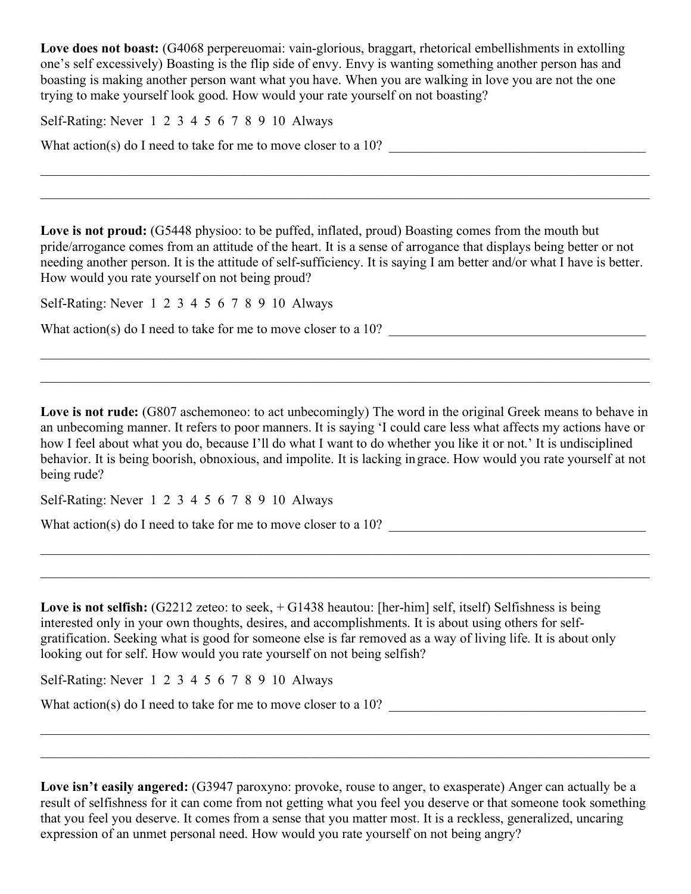**Love does not boast:** (G4068 perpereuomai: vain-glorious, braggart, rhetorical embellishments in extolling one's self excessively) Boasting is the flip side of envy. Envy is wanting something another person has and boasting is making another person want what you have. When you are walking in love you are not the one trying to make yourself look good. How would your rate yourself on not boasting?

Self-Rating: Never 1 2 3 4 5 6 7 8 9 10 Always

What action(s) do I need to take for me to move closer to a 10? ________________________________________

_____________________________________________________________________________________________

_____________________________________________________________________________________________

**Love is not proud:** (G5448 physioo: to be puffed, inflated, proud) Boasting comes from the mouth but pride/arrogance comes from an attitude of the heart. It is a sense of arrogance that displays being better or not needing another person. It is the attitude of self-sufficiency. It is saying I am better and/or what I have is better. How would you rate yourself on not being proud?

Self-Rating: Never 1 2 3 4 5 6 7 8 9 10 Always

What action(s) do I need to take for me to move closer to a 10? ________________________________________

_____________________________________________________________________________________________

_____________________________________________________________________________________________

**Love is not rude:** (G807 aschemoneo: to act unbecomingly) The word in the original Greek means to behave in an unbecoming manner. It refers to poor manners. It is saying 'I could care less what affects my actions have or how I feel about what you do, because I'll do what I want to do whether you like it or not.' It is undisciplined behavior. It is being boorish, obnoxious, and impolite. It is lacking in grace. How would you rate yourself at not being rude?

Self-Rating: Never 1 2 3 4 5 6 7 8 9 10 Always

What action(s) do I need to take for me to move closer to a 10? ________________________________________

_____________________________________________________________________________________________

_____________________________________________________________________________________________

**Love is not selfish:** (G2212 zeteo: to seek, + G1438 heautou: [her-him] self, itself) Selfishness is being interested only in your own thoughts, desires, and accomplishments. It is about using others for self-gratification. Seeking what is good for someone else is far removed as a way of living life. It is about only looking out for self. How would you rate yourself on not being selfish?

Self-Rating: Never 1 2 3 4 5 6 7 8 9 10 Always

What action(s) do I need to take for me to move closer to a 10? ________________________________________

_____________________________________________________________________________________________

_____________________________________________________________________________________________

**Love isn't easily angered:** (G3947 paroxyno: provoke, rouse to anger, to exasperate) Anger can actually be a result of selfishness for it can come from not getting what you feel you deserve or that someone took something that you feel you deserve. It comes from a sense that you matter most. It is a reckless, generalized, uncaring expression of an unmet personal need. How would you rate yourself on not being angry?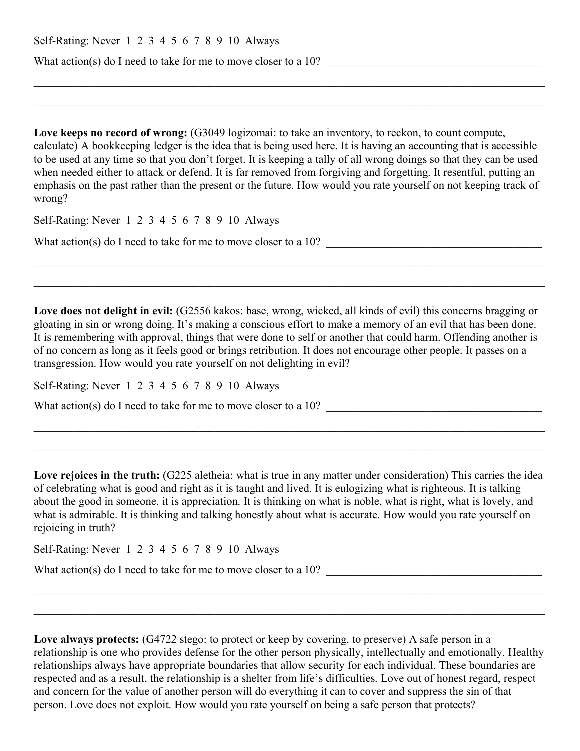Self-Rating: Never 1 2 3 4 5 6 7 8 9 10 Always

What action(s) do I need to take for me to move closer to a 10? ________________________________________

____________________________________________________________________________________________

____________________________________________________________________________________________

**Love keeps no record of wrong:** (G3049 logizomai: to take an inventory, to reckon, to count compute, calculate) A bookkeeping ledger is the idea that is being used here. It is having an accounting that is accessible to be used at any time so that you don't forget. It is keeping a tally of all wrong doings so that they can be used when needed either to attack or defend. It is far removed from forgiving and forgetting. It resentful, putting an emphasis on the past rather than the present or the future. How would you rate yourself on not keeping track of wrong?

Self-Rating: Never 1 2 3 4 5 6 7 8 9 10 Always

What action(s) do I need to take for me to move closer to a 10? ________________________________________

____________________________________________________________________________________________

____________________________________________________________________________________________

**Love does not delight in evil:** (G2556 kakos: base, wrong, wicked, all kinds of evil) this concerns bragging or gloating in sin or wrong doing. It's making a conscious effort to make a memory of an evil that has been done. It is remembering with approval, things that were done to self or another that could harm. Offending another is of no concern as long as it feels good or brings retribution. It does not encourage other people. It passes on a transgression. How would you rate yourself on not delighting in evil?

Self-Rating: Never 1 2 3 4 5 6 7 8 9 10 Always

What action(s) do I need to take for me to move closer to a 10? ________________________________________

____________________________________________________________________________________________

____________________________________________________________________________________________

**Love rejoices in the truth:** (G225 aletheia: what is true in any matter under consideration) This carries the idea of celebrating what is good and right as it is taught and lived. It is eulogizing what is righteous. It is talking about the good in someone. it is appreciation. It is thinking on what is noble, what is right, what is lovely, and what is admirable. It is thinking and talking honestly about what is accurate. How would you rate yourself on rejoicing in truth?

Self-Rating: Never 1 2 3 4 5 6 7 8 9 10 Always

What action(s) do I need to take for me to move closer to a 10? ________________________________________

____________________________________________________________________________________________

____________________________________________________________________________________________

**Love always protects:** (G4722 stego: to protect or keep by covering, to preserve) A safe person in a relationship is one who provides defense for the other person physically, intellectually and emotionally. Healthy relationships always have appropriate boundaries that allow security for each individual. These boundaries are respected and as a result, the relationship is a shelter from life's difficulties. Love out of honest regard, respect and concern for the value of another person will do everything it can to cover and suppress the sin of that person. Love does not exploit. How would you rate yourself on being a safe person that protects?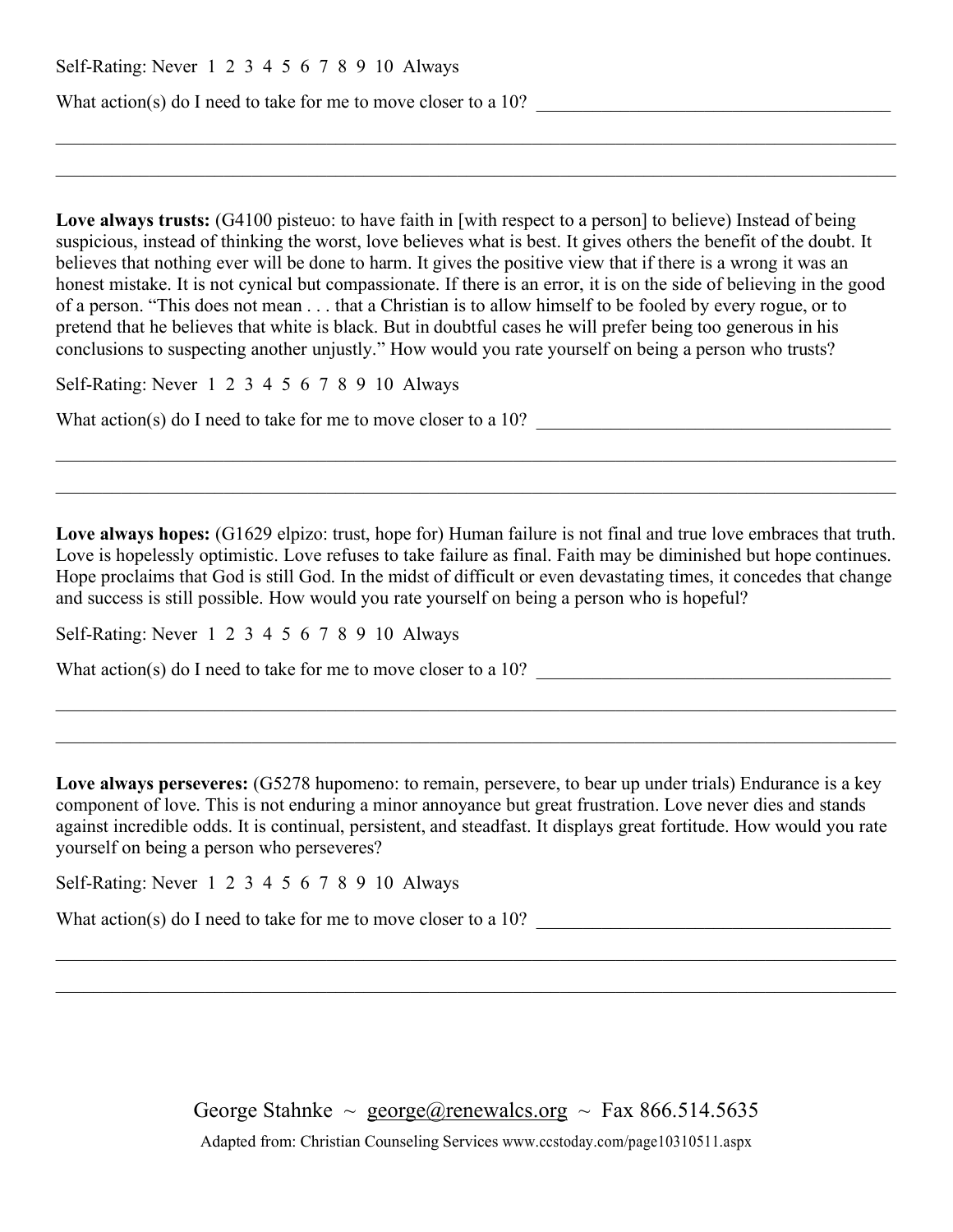Self-Rating: Never 1 2 3 4 5 6 7 8 9 10 Always

What action(s) do I need to take for me to move closer to a 10? ________________________________________

____________________________________________________________________________________________________

____________________________________________________________________________________________________

**Love always trusts:** (G4100 pisteuo: to have faith in [with respect to a person] to believe) Instead of being suspicious, instead of thinking the worst, love believes what is best. It gives others the benefit of the doubt. It believes that nothing ever will be done to harm. It gives the positive view that if there is a wrong it was an honest mistake. It is not cynical but compassionate. If there is an error, it is on the side of believing in the good of a person. "This does not mean . . . that a Christian is to allow himself to be fooled by every rogue, or to pretend that he believes that white is black. But in doubtful cases he will prefer being too generous in his conclusions to suspecting another unjustly." How would you rate yourself on being a person who trusts?

Self-Rating: Never 1 2 3 4 5 6 7 8 9 10 Always

What action(s) do I need to take for me to move closer to a 10? ________________________________________

____________________________________________________________________________________________________

____________________________________________________________________________________________________

**Love always hopes:** (G1629 elpizo: trust, hope for) Human failure is not final and true love embraces that truth. Love is hopelessly optimistic. Love refuses to take failure as final. Faith may be diminished but hope continues. Hope proclaims that God is still God. In the midst of difficult or even devastating times, it concedes that change and success is still possible. How would you rate yourself on being a person who is hopeful?

Self-Rating: Never 1 2 3 4 5 6 7 8 9 10 Always

What action(s) do I need to take for me to move closer to a 10? ________________________________________

____________________________________________________________________________________________________

____________________________________________________________________________________________________

**Love always perseveres:** (G5278 hupomeno: to remain, persevere, to bear up under trials) Endurance is a key component of love. This is not enduring a minor annoyance but great frustration. Love never dies and stands against incredible odds. It is continual, persistent, and steadfast. It displays great fortitude. How would you rate yourself on being a person who perseveres?

Self-Rating: Never 1 2 3 4 5 6 7 8 9 10 Always

What action(s) do I need to take for me to move closer to a 10? ________________________________________

____________________________________________________________________________________________________

____________________________________________________________________________________________________

George Stahnke ~ george@renewalcs.org ~ Fax 866.514.5635

Adapted from: Christian Counseling Services www.ccstoday.com/page10310511.aspx